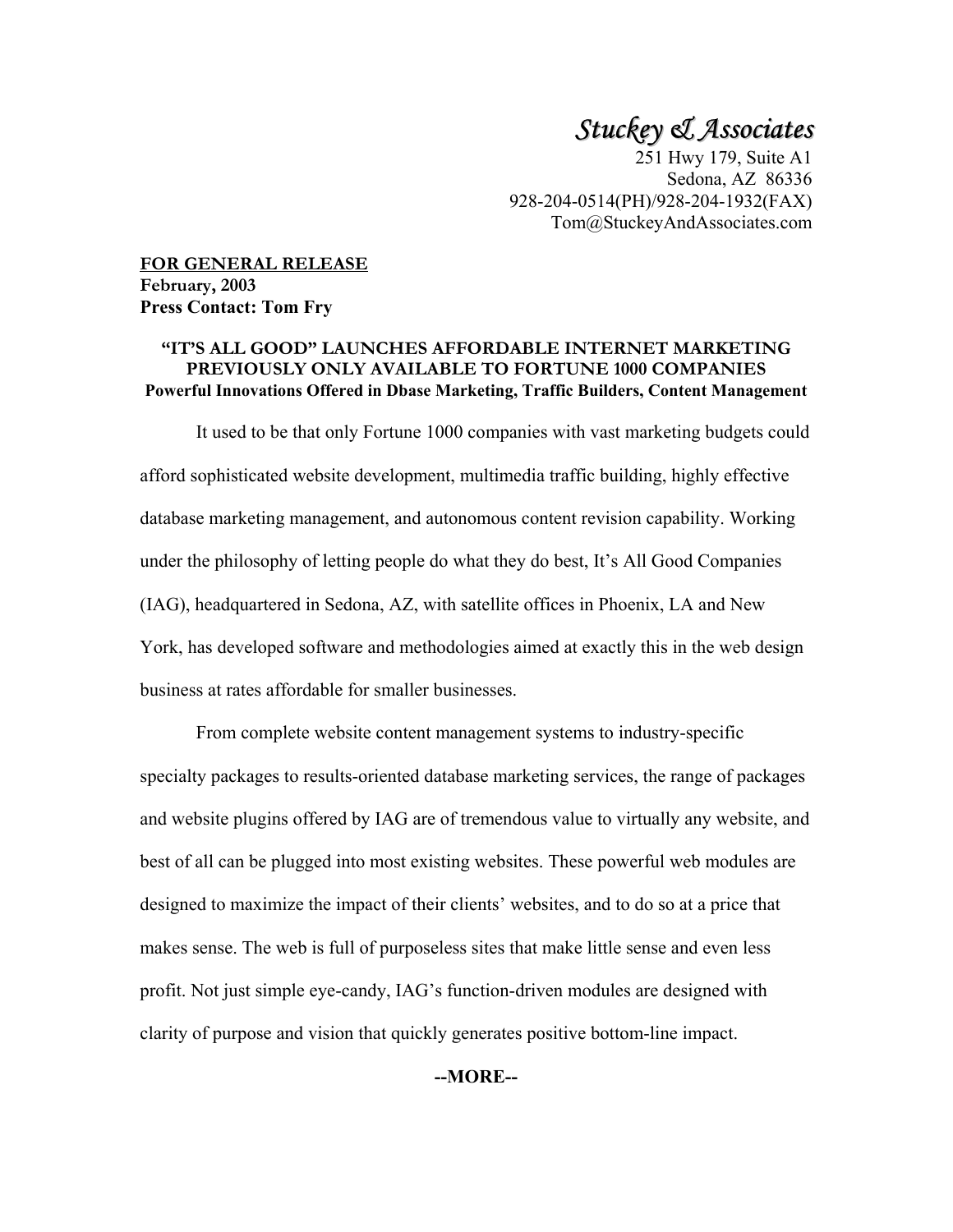*Stuckey & Associates*
251 Hwy 179, Suite A1
Sedona, AZ 86336
928-204-0514(PH)/928-204-1932(FAX)
Tom@StuckeyAndAssociates.com

**FOR GENERAL RELEASE**
**February, 2003**
**Press Contact: Tom Fry**

## "IT'S ALL GOOD" LAUNCHES AFFORDABLE INTERNET MARKETING PREVIOUSLY ONLY AVAILABLE TO FORTUNE 1000 COMPANIES

**Powerful Innovations Offered in Dbase Marketing, Traffic Builders, Content Management**

It used to be that only Fortune 1000 companies with vast marketing budgets could afford sophisticated website development, multimedia traffic building, highly effective database marketing management, and autonomous content revision capability. Working under the philosophy of letting people do what they do best, It's All Good Companies (IAG), headquartered in Sedona, AZ, with satellite offices in Phoenix, LA and New York, has developed software and methodologies aimed at exactly this in the web design business at rates affordable for smaller businesses.

From complete website content management systems to industry-specific specialty packages to results-oriented database marketing services, the range of packages and website plugins offered by IAG are of tremendous value to virtually any website, and best of all can be plugged into most existing websites. These powerful web modules are designed to maximize the impact of their clients' websites, and to do so at a price that makes sense. The web is full of purposeless sites that make little sense and even less profit. Not just simple eye-candy, IAG's function-driven modules are designed with clarity of purpose and vision that quickly generates positive bottom-line impact.

**--MORE--**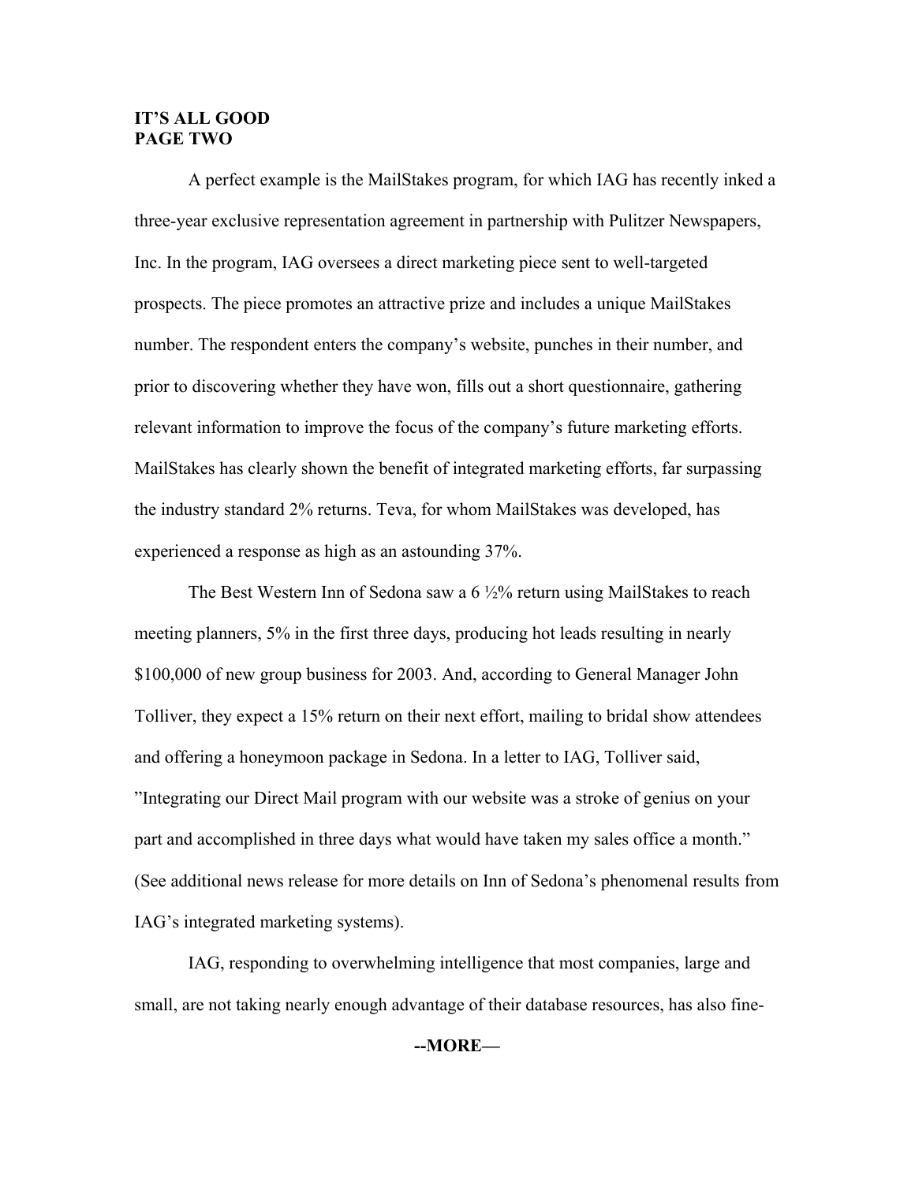A perfect example is the MailStakes program, for which IAG has recently inked a three-year exclusive representation agreement in partnership with Pulitzer Newspapers, Inc. In the program, IAG oversees a direct marketing piece sent to well-targeted prospects. The piece promotes an attractive prize and includes a unique MailStakes number. The respondent enters the company's website, punches in their number, and prior to discovering whether they have won, fills out a short questionnaire, gathering relevant information to improve the focus of the company's future marketing efforts. MailStakes has clearly shown the benefit of integrated marketing efforts, far surpassing the industry standard 2% returns. Teva, for whom MailStakes was developed, has experienced a response as high as an astounding 37%.

The Best Western Inn of Sedona saw a 6 ½% return using MailStakes to reach meeting planners, 5% in the first three days, producing hot leads resulting in nearly $100,000 of new group business for 2003. And, according to General Manager John Tolliver, they expect a 15% return on their next effort, mailing to bridal show attendees and offering a honeymoon package in Sedona. In a letter to IAG, Tolliver said, "Integrating our Direct Mail program with our website was a stroke of genius on your part and accomplished in three days what would have taken my sales office a month." (See additional news release for more details on Inn of Sedona's phenomenal results from IAG's integrated marketing systems).

IAG, responding to overwhelming intelligence that most companies, large and small, are not taking nearly enough advantage of their database resources, has also fine-

**--MORE—**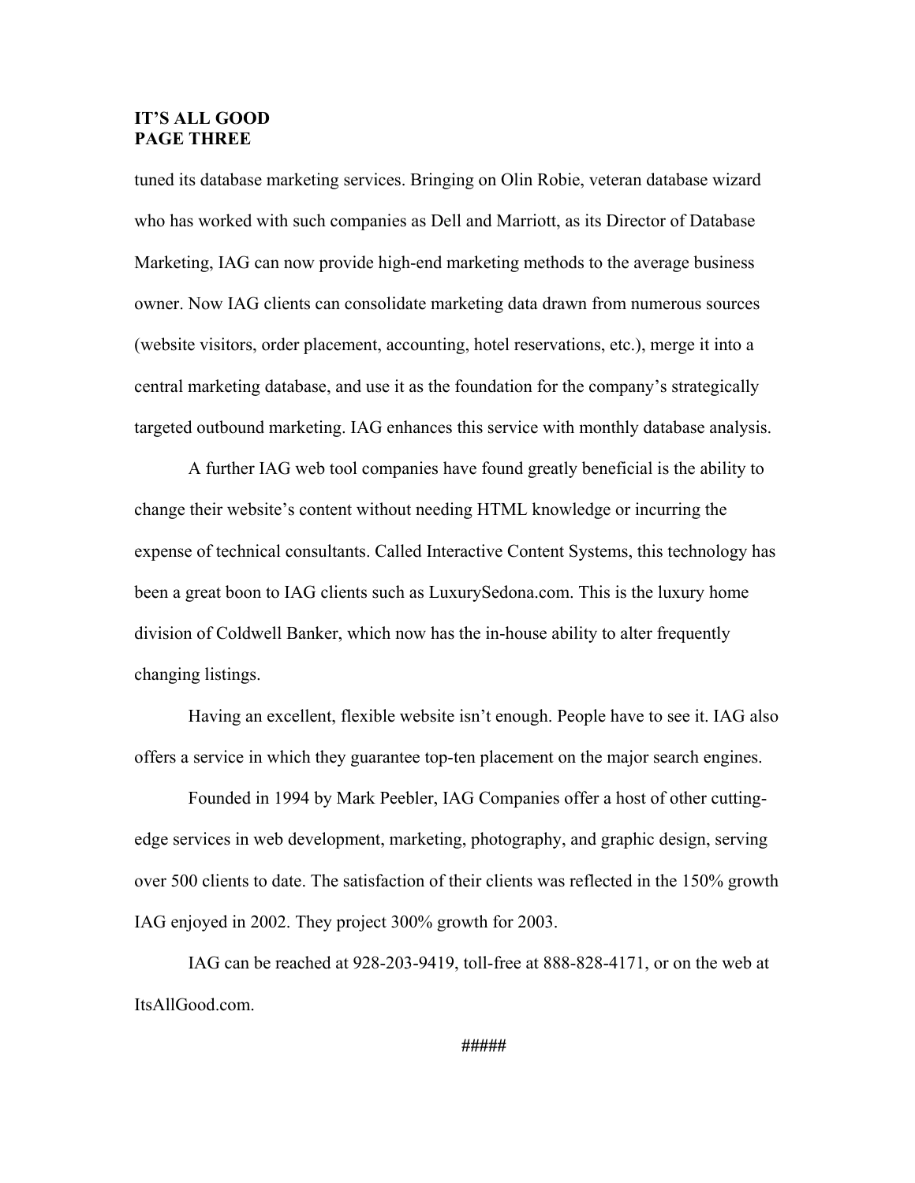tuned its database marketing services. Bringing on Olin Robie, veteran database wizard who has worked with such companies as Dell and Marriott, as its Director of Database Marketing, IAG can now provide high-end marketing methods to the average business owner. Now IAG clients can consolidate marketing data drawn from numerous sources (website visitors, order placement, accounting, hotel reservations, etc.), merge it into a central marketing database, and use it as the foundation for the company's strategically targeted outbound marketing. IAG enhances this service with monthly database analysis.

A further IAG web tool companies have found greatly beneficial is the ability to change their website's content without needing HTML knowledge or incurring the expense of technical consultants. Called Interactive Content Systems, this technology has been a great boon to IAG clients such as LuxurySedona.com. This is the luxury home division of Coldwell Banker, which now has the in-house ability to alter frequently changing listings.

Having an excellent, flexible website isn't enough. People have to see it. IAG also offers a service in which they guarantee top-ten placement on the major search engines.

Founded in 1994 by Mark Peebler, IAG Companies offer a host of other cutting-edge services in web development, marketing, photography, and graphic design, serving over 500 clients to date. The satisfaction of their clients was reflected in the 150% growth IAG enjoyed in 2002. They project 300% growth for 2003.

IAG can be reached at 928-203-9419, toll-free at 888-828-4171, or on the web at ItsAllGood.com.

#####